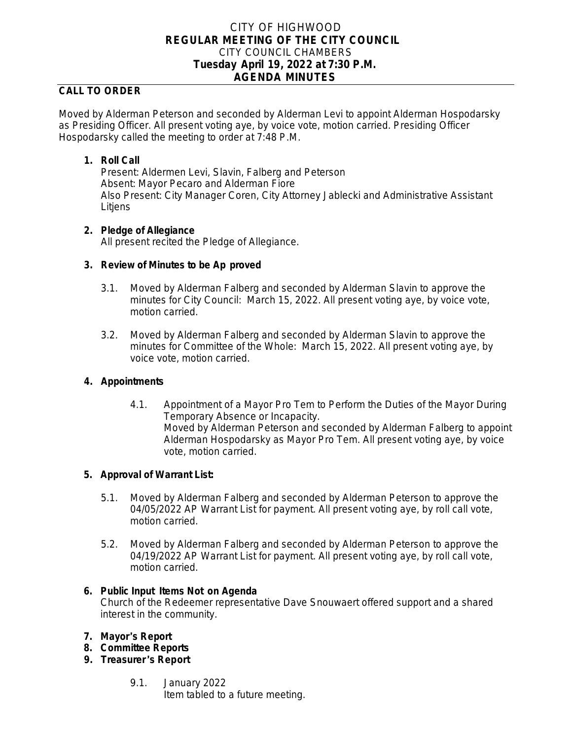# CITY OF HIGHWOOD
## REGULAR MEETING OF THE CITY COUNCIL
CITY COUNCIL CHAMBERS
**Tuesday April 19, 2022 at 7:30 P.M.**
**AGENDA MINUTES**

**CALL TO ORDER**

Moved by Alderman Peterson and seconded by Alderman Levi to appoint Alderman Hospodarsky as Presiding Officer. All present voting aye, by voice vote, motion carried. Presiding Officer Hospodarsky called the meeting to order at 7:48 P.M.

1. **Roll Call**
   Present: Aldermen Levi, Slavin, Falberg and Peterson
   Absent: Mayor Pecaro and Alderman Fiore
   Also Present: City Manager Coren, City Attorney Jablecki and Administrative Assistant Litjens

2. **Pledge of Allegiance**
   All present recited the Pledge of Allegiance.

3. **Review of Minutes to be Approved**

   3.1. Moved by Alderman Falberg and seconded by Alderman Slavin to approve the minutes for City Council: March 15, 2022. All present voting aye, by voice vote, motion carried.

   3.2. Moved by Alderman Falberg and seconded by Alderman Slavin to approve the minutes for Committee of the Whole: March 15, 2022. All present voting aye, by voice vote, motion carried.

4. **Appointments**

   4.1. Appointment of a Mayor Pro Tem to Perform the Duties of the Mayor During Temporary Absence or Incapacity.
   Moved by Alderman Peterson and seconded by Alderman Falberg to appoint Alderman Hospodarsky as Mayor Pro Tem. All present voting aye, by voice vote, motion carried.

5. **Approval of Warrant List:**

   5.1. Moved by Alderman Falberg and seconded by Alderman Peterson to approve the 04/05/2022 AP Warrant List for payment. All present voting aye, by roll call vote, motion carried.

   5.2. Moved by Alderman Falberg and seconded by Alderman Peterson to approve the 04/19/2022 AP Warrant List for payment. All present voting aye, by roll call vote, motion carried.

6. **Public Input Items Not on Agenda**
   Church of the Redeemer representative Dave Snouwaert offered support and a shared interest in the community.

7. **Mayor's Report**
8. **Committee Reports**
9. **Treasurer's Report**

   9.1. January 2022
   Item tabled to a future meeting.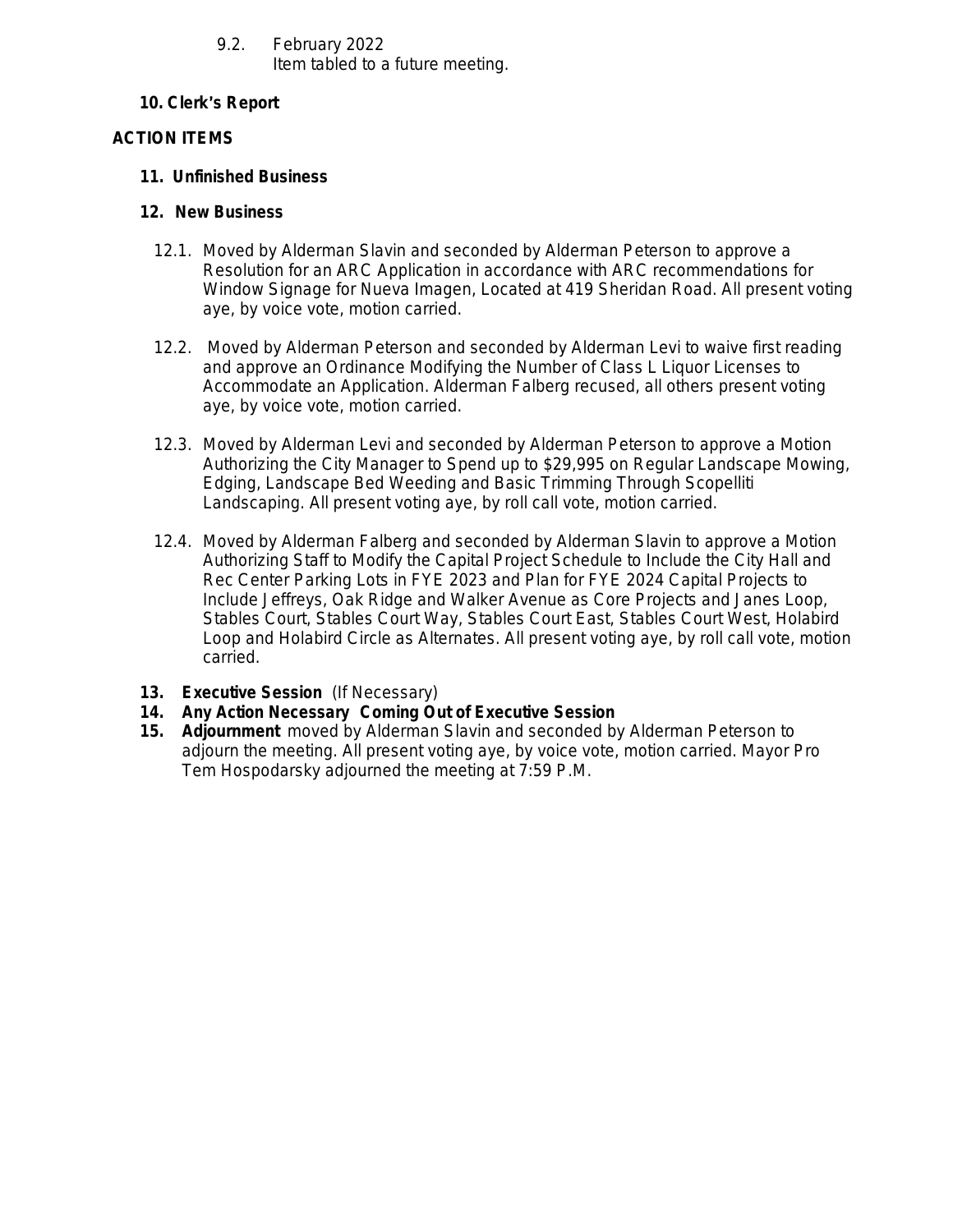9.2. February 2022
Item tabled to a future meeting.

**10. Clerk's Report**

**ACTION ITEMS**

**11. Unfinished Business**

**12. New Business**

12.1. Moved by Alderman Slavin and seconded by Alderman Peterson to approve a Resolution for an ARC Application in accordance with ARC recommendations for Window Signage for Nueva Imagen, Located at 419 Sheridan Road. All present voting aye, by voice vote, motion carried.

12.2. Moved by Alderman Peterson and seconded by Alderman Levi to waive first reading and approve an Ordinance Modifying the Number of Class L Liquor Licenses to Accommodate an Application. Alderman Falberg recused, all others present voting aye, by voice vote, motion carried.

12.3. Moved by Alderman Levi and seconded by Alderman Peterson to approve a Motion Authorizing the City Manager to Spend up to $29,995 on Regular Landscape Mowing, Edging, Landscape Bed Weeding and Basic Trimming Through Scopelliti Landscaping. All present voting aye, by roll call vote, motion carried.

12.4. Moved by Alderman Falberg and seconded by Alderman Slavin to approve a Motion Authorizing Staff to Modify the Capital Project Schedule to Include the City Hall and Rec Center Parking Lots in FYE 2023 and Plan for FYE 2024 Capital Projects to Include Jeffreys, Oak Ridge and Walker Avenue as Core Projects and Janes Loop, Stables Court, Stables Court Way, Stables Court East, Stables Court West, Holabird Loop and Holabird Circle as Alternates. All present voting aye, by roll call vote, motion carried.

**13. Executive Session** (If Necessary)

**14. Any Action Necessary Coming Out of Executive Session**

**15. Adjournment** moved by Alderman Slavin and seconded by Alderman Peterson to adjourn the meeting. All present voting aye, by voice vote, motion carried. Mayor Pro Tem Hospodarsky adjourned the meeting at 7:59 P.M.